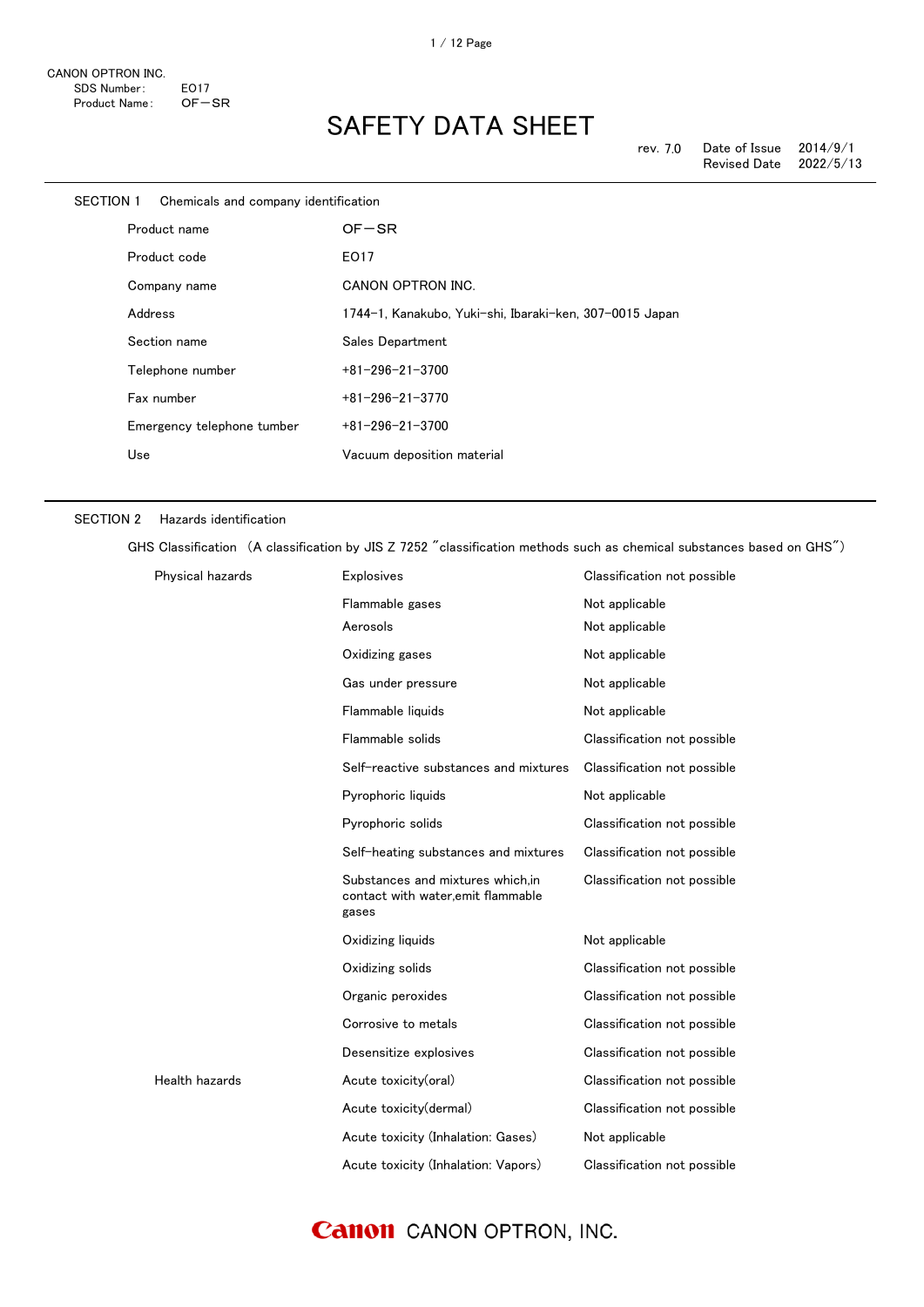CANON OPTRON INC.
SDS Number: E017
Product Name: OF－SR

# SAFETY DATA SHEET

rev. 7.0 Date of Issue 2014/9/1
Revised Date 2022/5/13

## SECTION 1 Chemicals and company identification

| | |
|---|---|
| Product name | OF－SR |
| Product code | E017 |
| Company name | CANON OPTRON INC. |
| Address | 1744-1, Kanakubo, Yuki-shi, Ibaraki-ken, 307-0015 Japan |
| Section name | Sales Department |
| Telephone number | +81-296-21-3700 |
| Fax number | +81-296-21-3770 |
| Emergency telephone tumber | +81-296-21-3700 |
| Use | Vacuum deposition material |

## SECTION 2 Hazards identification

GHS Classification （A classification by JIS Z 7252 "classification methods such as chemical substances based on GHS"）

| | | |
|---|---|---|
| Physical hazards | Explosives | Classification not possible |
| | Flammable gases | Not applicable |
| | Aerosols | Not applicable |
| | Oxidizing gases | Not applicable |
| | Gas under pressure | Not applicable |
| | Flammable liquids | Not applicable |
| | Flammable solids | Classification not possible |
| | Self-reactive substances and mixtures | Classification not possible |
| | Pyrophoric liquids | Not applicable |
| | Pyrophoric solids | Classification not possible |
| | Self-heating substances and mixtures | Classification not possible |
| | Substances and mixtures which,in contact with water,emit flammable gases | Classification not possible |
| | Oxidizing liquids | Not applicable |
| | Oxidizing solids | Classification not possible |
| | Organic peroxides | Classification not possible |
| | Corrosive to metals | Classification not possible |
| | Desensitize explosives | Classification not possible |
| Health hazards | Acute toxicity(oral) | Classification not possible |
| | Acute toxicity(dermal) | Classification not possible |
| | Acute toxicity (Inhalation: Gases) | Not applicable |
| | Acute toxicity (Inhalation: Vapors) | Classification not possible |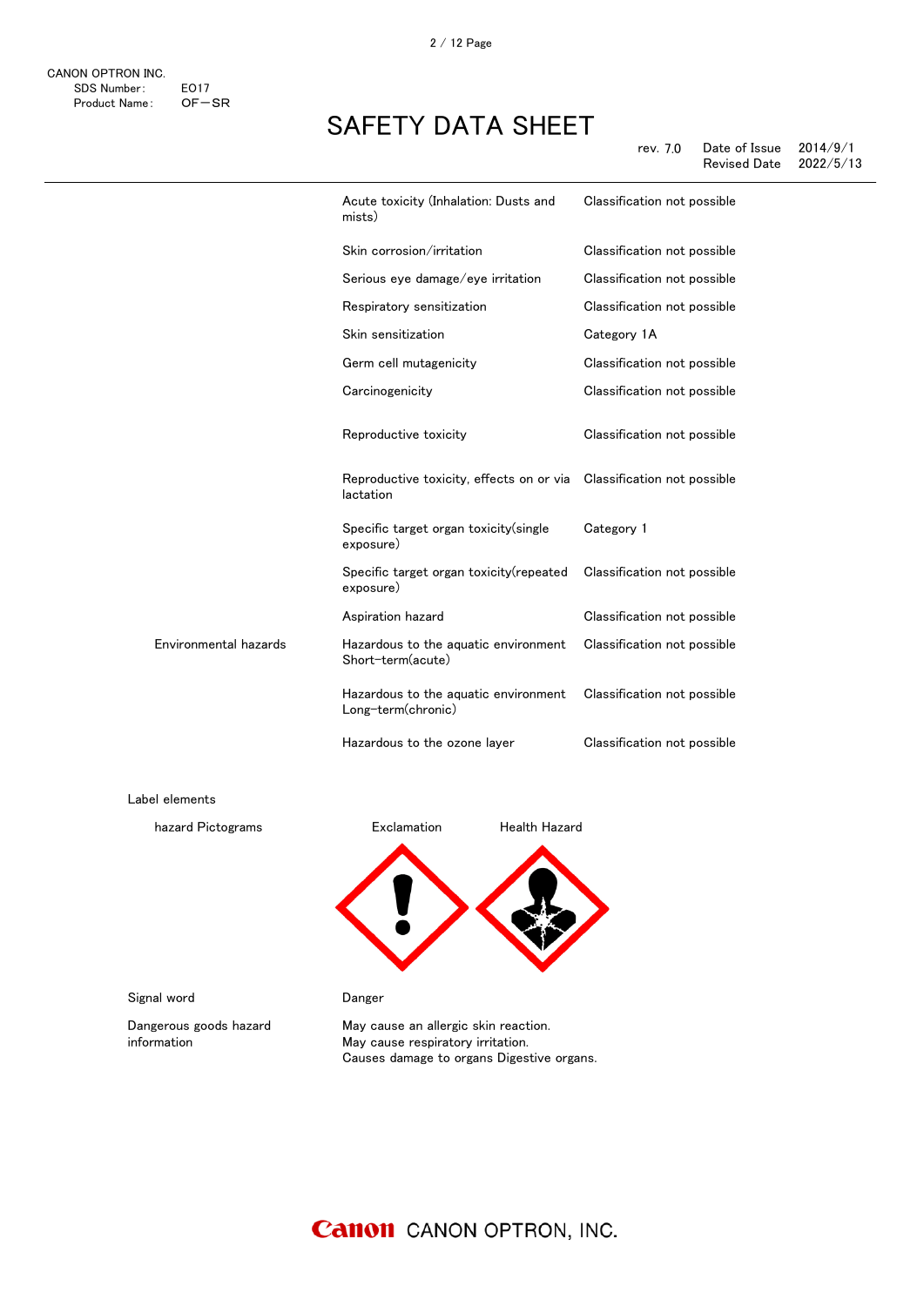| | | |
|---|---|---|
| | Acute toxicity (Inhalation: Dusts and mists) | Classification not possible |
| | Skin corrosion/irritation | Classification not possible |
| | Serious eye damage/eye irritation | Classification not possible |
| | Respiratory sensitization | Classification not possible |
| | Skin sensitization | Category 1A |
| | Germ cell mutagenicity | Classification not possible |
| | Carcinogenicity | Classification not possible |
| | Reproductive toxicity | Classification not possible |
| | Reproductive toxicity, effects on or via lactation | Classification not possible |
| | Specific target organ toxicity(single exposure) | Category 1 |
| | Specific target organ toxicity(repeated exposure) | Classification not possible |
| | Aspiration hazard | Classification not possible |
| Environmental hazards | Hazardous to the aquatic environment Short-term(acute) | Classification not possible |
| | Hazardous to the aquatic environment Long-term(chronic) | Classification not possible |
| | Hazardous to the ozone layer | Classification not possible |

Label elements

hazard Pictograms: Exclamation, Health Hazard

Signal word: Danger

Dangerous goods hazard information:
May cause an allergic skin reaction.
May cause respiratory irritation.
Causes damage to organs Digestive organs.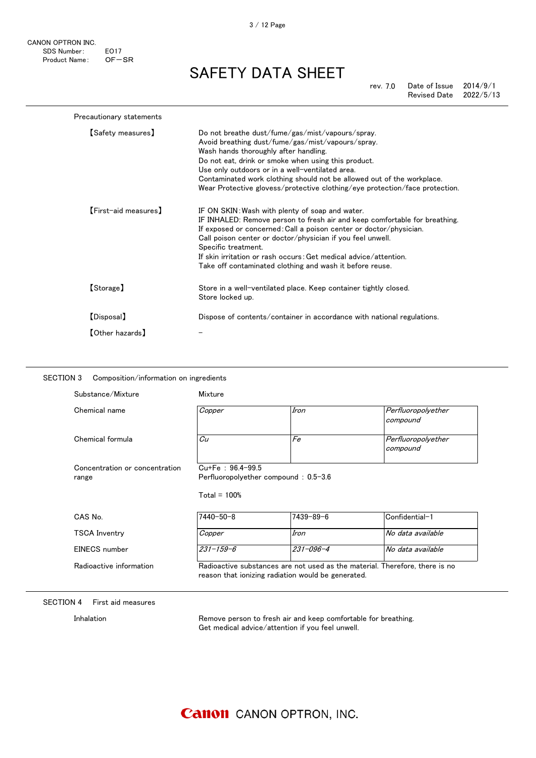Precautionary statements

【Safety measures】

Do not breathe dust/fume/gas/mist/vapours/spray.
Avoid breathing dust/fume/gas/mist/vapours/spray.
Wash hands thoroughly after handling.
Do not eat, drink or smoke when using this product.
Use only outdoors or in a well-ventilated area.
Contaminated work clothing should not be allowed out of the workplace.
Wear Protective glovess/protective clothing/eye protection/face protection.

【First-aid measures】

IF ON SKIN:Wash with plenty of soap and water.
IF INHALED: Remove person to fresh air and keep comfortable for breathing.
If exposed or concerned:Call a poison center or doctor/physician.
Call poison center or doctor/physician if you feel unwell.
Specific treatment.
If skin irritation or rash occurs:Get medical advice/attention.
Take off contaminated clothing and wash it before reuse.

【Storage】

Store in a well-ventilated place. Keep container tightly closed.
Store locked up.

【Disposal】

Dispose of contents/container in accordance with national regulations.

【Other hazards】

–

## SECTION 3 Composition/information on ingredients

Substance/Mixture: Mixture

| | | | |
|---|---|---|---|
| Chemical name | *Copper* | *Iron* | *Perfluoropolyether compound* |
| Chemical formula | *Cu* | *Fe* | *Perfluoropolyether compound* |

Concentration or concentration range:
Cu+Fe : 96.4-99.5
Perfluoropolyether compound : 0.5-3.6

Total = 100%

| | | | |
|---|---|---|---|
| CAS No. | 7440-50-8 | 7439-89-6 | Confidential-1 |
| TSCA Inventry | *Copper* | *Iron* | *No data available* |
| EINECS number | *231-159-6* | *231-096-4* | *No data available* |

Radioactive information: Radioactive substances are not used as the material. Therefore, there is no reason that ionizing radiation would be generated.

## SECTION 4 First aid measures

Inhalation

Remove person to fresh air and keep comfortable for breathing.
Get medical advice/attention if you feel unwell.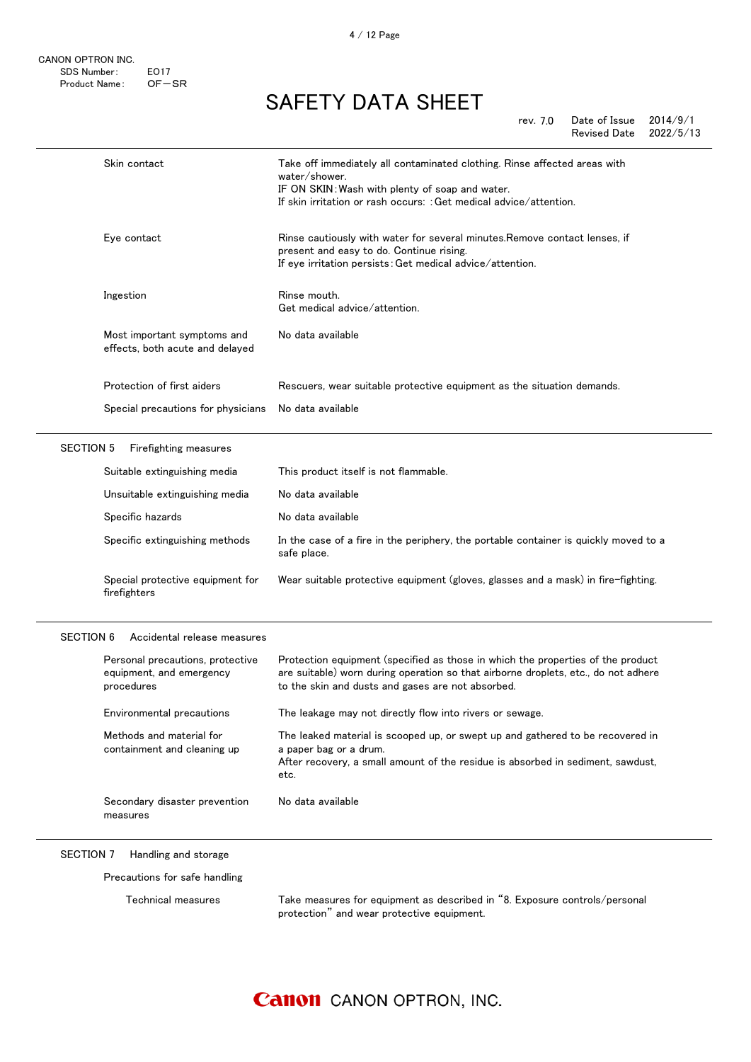| | |
|---|---|
| Skin contact | Take off immediately all contaminated clothing. Rinse affected areas with water/shower.<br>IF ON SKIN：Wash with plenty of soap and water.<br>If skin irritation or rash occurs: ：Get medical advice/attention. |
| Eye contact | Rinse cautiously with water for several minutes.Remove contact lenses, if present and easy to do. Continue rising.<br>If eye irritation persists：Get medical advice/attention. |
| Ingestion | Rinse mouth.<br>Get medical advice/attention. |
| Most important symptoms and effects, both acute and delayed | No data available |
| Protection of first aiders | Rescuers, wear suitable protective equipment as the situation demands. |
| Special precautions for physicians | No data available |

## SECTION 5 Firefighting measures

| | |
|---|---|
| Suitable extinguishing media | This product itself is not flammable. |
| Unsuitable extinguishing media | No data available |
| Specific hazards | No data available |
| Specific extinguishing methods | In the case of a fire in the periphery, the portable container is quickly moved to a safe place. |
| Special protective equipment for firefighters | Wear suitable protective equipment (gloves, glasses and a mask) in fire-fighting. |

## SECTION 6 Accidental release measures

| | |
|---|---|
| Personal precautions, protective equipment, and emergency procedures | Protection equipment (specified as those in which the properties of the product are suitable) worn during operation so that airborne droplets, etc., do not adhere to the skin and dusts and gases are not absorbed. |
| Environmental precautions | The leakage may not directly flow into rivers or sewage. |
| Methods and material for containment and cleaning up | The leaked material is scooped up, or swept up and gathered to be recovered in a paper bag or a drum.<br>After recovery, a small amount of the residue is absorbed in sediment, sawdust, etc. |
| Secondary disaster prevention measures | No data available |

## SECTION 7 Handling and storage

Precautions for safe handling

| | |
|---|---|
| Technical measures | Take measures for equipment as described in "8. Exposure controls/personal protection" and wear protective equipment. |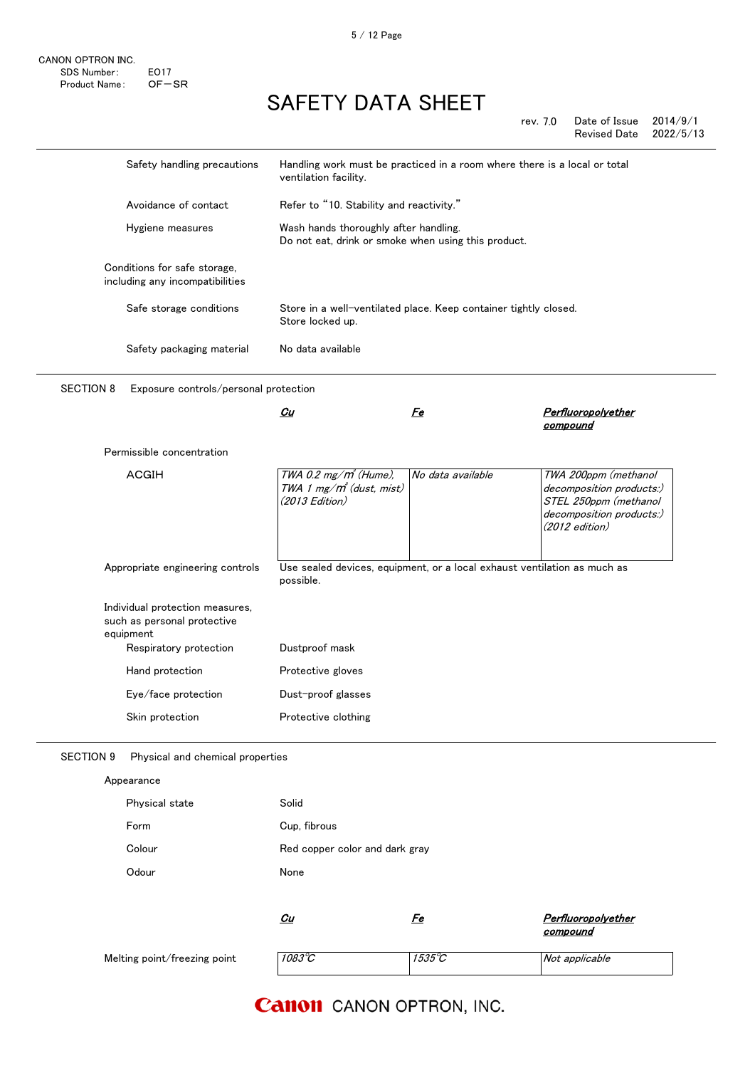CANON OPTRON INC.
SDS Number: E017
Product Name: OF－SR

# SAFETY DATA SHEET

rev. 7.0 Date of Issue 2014/9/1
Revised Date 2022/5/13

| | |
|---|---|
| Safety handling precautions | Handling work must be practiced in a room where there is a local or total ventilation facility. |
| Avoidance of contact | Refer to "10. Stability and reactivity." |
| Hygiene measures | Wash hands thoroughly after handling.<br>Do not eat, drink or smoke when using this product. |

Conditions for safe storage, including any incompatibilities

| | |
|---|---|
| Safe storage conditions | Store in a well-ventilated place. Keep container tightly closed.<br>Store locked up. |
| Safety packaging material | No data available |

## SECTION 8 Exposure controls/personal protection

| | ***Cu*** | ***Fe*** | ***Perfluoropolyether compound*** |
|---|---|---|---|
| Permissible concentration | | | |
| ACGIH | *TWA 0.2 mg/m³ (Hume),*<br>*TWA 1 mg/m³ (dust, mist)*<br>*(2013 Edition)* | *No data available* | *TWA 200ppm (methanol decomposition products:)*<br>*STEL 250ppm (methanol decomposition products:)*<br>*(2012 edition)* |

| | |
|---|---|
| Appropriate engineering controls | Use sealed devices, equipment, or a local exhaust ventilation as much as possible. |

Individual protection measures, such as personal protective equipment

| | |
|---|---|
| Respiratory protection | Dustproof mask |
| Hand protection | Protective gloves |
| Eye/face protection | Dust-proof glasses |
| Skin protection | Protective clothing |

## SECTION 9 Physical and chemical properties

Appearance

| | |
|---|---|
| Physical state | Solid |
| Form | Cup, fibrous |
| Colour | Red copper color and dark gray |
| Odour | None |

| | ***Cu*** | ***Fe*** | ***Perfluoropolyether compound*** |
|---|---|---|---|
| Melting point/freezing point | *1083℃* | *1535℃* | *Not applicable* |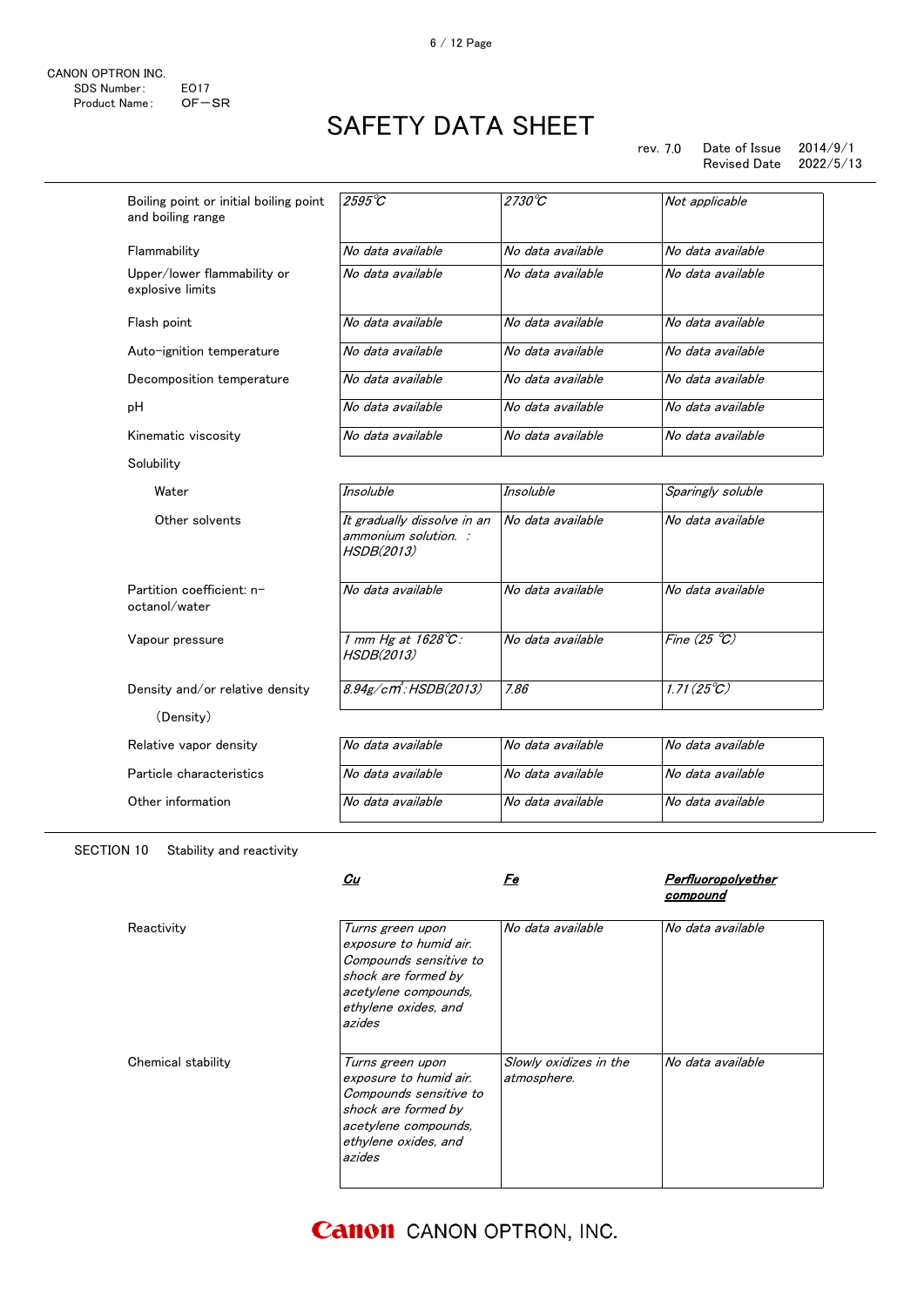| | | | |
|---|---|---|---|
| Boiling point or initial boiling point and boiling range | *2595℃* | *2730℃* | *Not applicable* |
| Flammability | *No data available* | *No data available* | *No data available* |
| Upper/lower flammability or explosive limits | *No data available* | *No data available* | *No data available* |
| Flash point | *No data available* | *No data available* | *No data available* |
| Auto-ignition temperature | *No data available* | *No data available* | *No data available* |
| Decomposition temperature | *No data available* | *No data available* | *No data available* |
| pH | *No data available* | *No data available* | *No data available* |
| Kinematic viscosity | *No data available* | *No data available* | *No data available* |
| Solubility | | | |
| Water | *Insoluble* | *Insoluble* | *Sparingly soluble* |
| Other solvents | *It gradually dissolve in an ammonium solution. : HSDB(2013)* | *No data available* | *No data available* |
| Partition coefficient: n-octanol/water | *No data available* | *No data available* | *No data available* |
| Vapour pressure | *1 mm Hg at 1628℃: HSDB(2013)* | *No data available* | *Fine (25 ℃)* |
| Density and/or relative density (Density) | *8.94g/cm³: HSDB(2013)* | *7.86* | *1.71(25℃)* |
| Relative vapor density | *No data available* | *No data available* | *No data available* |
| Particle characteristics | *No data available* | *No data available* | *No data available* |
| Other information | *No data available* | *No data available* | *No data available* |

## SECTION 10 Stability and reactivity

| | ***Cu*** | ***Fe*** | ***Perfluoropolyether compound*** |
|---|---|---|---|
| Reactivity | *Turns green upon exposure to humid air. Compounds sensitive to shock are formed by acetylene compounds, ethylene oxides, and azides* | *No data available* | *No data available* |
| Chemical stability | *Turns green upon exposure to humid air. Compounds sensitive to shock are formed by acetylene compounds, ethylene oxides, and azides* | *Slowly oxidizes in the atmosphere.* | *No data available* |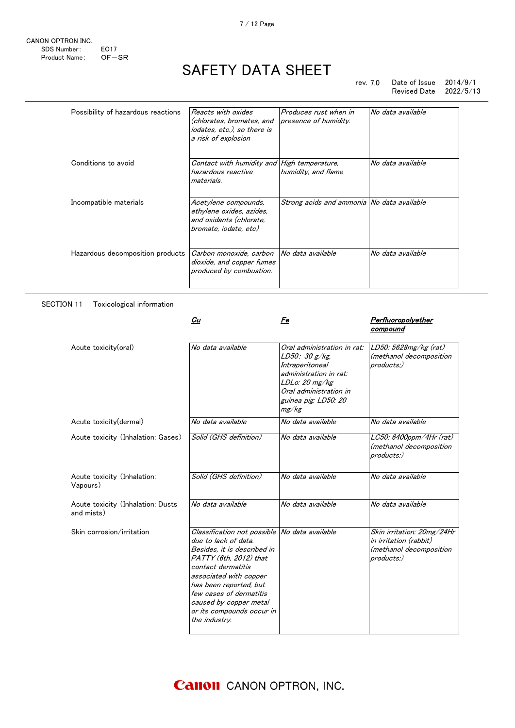| Possibility of hazardous reactions | *Reacts with oxides (chlorates, bromates, and iodates, etc.), so there is a risk of explosion* | *Produces rust when in presence of humidity.* | *No data available* |
|---|---|---|---|
| Conditions to avoid | *Contact with humidity and hazardous reactive materials.* | *High temperature, humidity, and flame* | *No data available* |
| Incompatible materials | *Acetylene compounds, ethylene oxides, azides, and oxidants (chlorate, bromate, iodate, etc)* | *Strong acids and ammonia* | *No data available* |
| Hazardous decomposition products | *Carbon monoxide, carbon dioxide, and copper fumes produced by combustion.* | *No data available* | *No data available* |

SECTION 11　Toxicological information

| | ***Cu*** | ***Fe*** | ***Perfluoropolyether compound*** |
|---|---|---|---|
| Acute toxicity(oral) | *No data available* | *Oral administration in rat: LD50: 30 g/kg, Intraperitoneal administration in rat: LDLo: 20 mg/kg Oral administration in guinea pig: LD50: 20 mg/kg* | *LD50: 5628mg/kg (rat) (methanol decomposition products:)* |
| Acute toxicity(dermal) | *No data available* | *No data available* | *No data available* |
| Acute toxicity (Inhalation: Gases) | *Solid (GHS definition)* | *No data available* | *LC50: 6400ppm/4Hr (rat) (methanol decomposition products:)* |
| Acute toxicity (Inhalation: Vapours) | *Solid (GHS definition)* | *No data available* | *No data available* |
| Acute toxicity (Inhalation: Dusts and mists) | *No data available* | *No data available* | *No data available* |
| Skin corrosion/irritation | *Classification not possible due to lack of data. Besides, it is described in PATTY (6th, 2012) that contact dermatitis associated with copper has been reported, but few cases of dermatitis caused by copper metal or its compounds occur in the industry.* | *No data available* | *Skin irritation: 20mg/24Hr in irritation (rabbit) (methanol decomposition products:)* |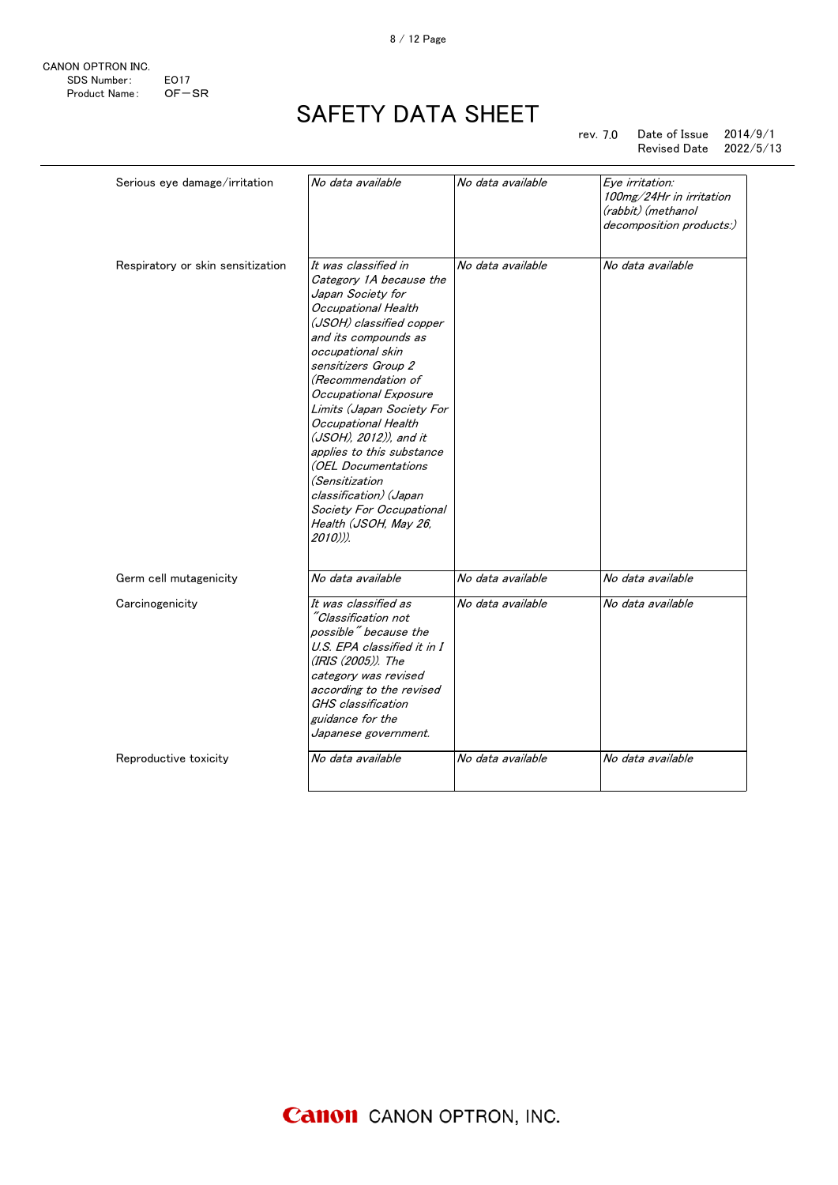| | | | |
|---|---|---|---|
| Serious eye damage/irritation | *No data available* | *No data available* | *Eye irritation: 100mg/24Hr in irritation (rabbit) (methanol decomposition products:)* |
| Respiratory or skin sensitization | *It was classified in Category 1A because the Japan Society for Occupational Health (JSOH) classified copper and its compounds as occupational skin sensitizers Group 2 (Recommendation of Occupational Exposure Limits (Japan Society For Occupational Health (JSOH), 2012)), and it applies to this substance (OEL Documentations (Sensitization classification) (Japan Society For Occupational Health (JSOH, May 26, 2010))).* | *No data available* | *No data available* |
| Germ cell mutagenicity | *No data available* | *No data available* | *No data available* |
| Carcinogenicity | *It was classified as "Classification not possible" because the U.S. EPA classified it in I (IRIS (2005)). The category was revised according to the revised GHS classification guidance for the Japanese government.* | *No data available* | *No data available* |
| Reproductive toxicity | *No data available* | *No data available* | *No data available* |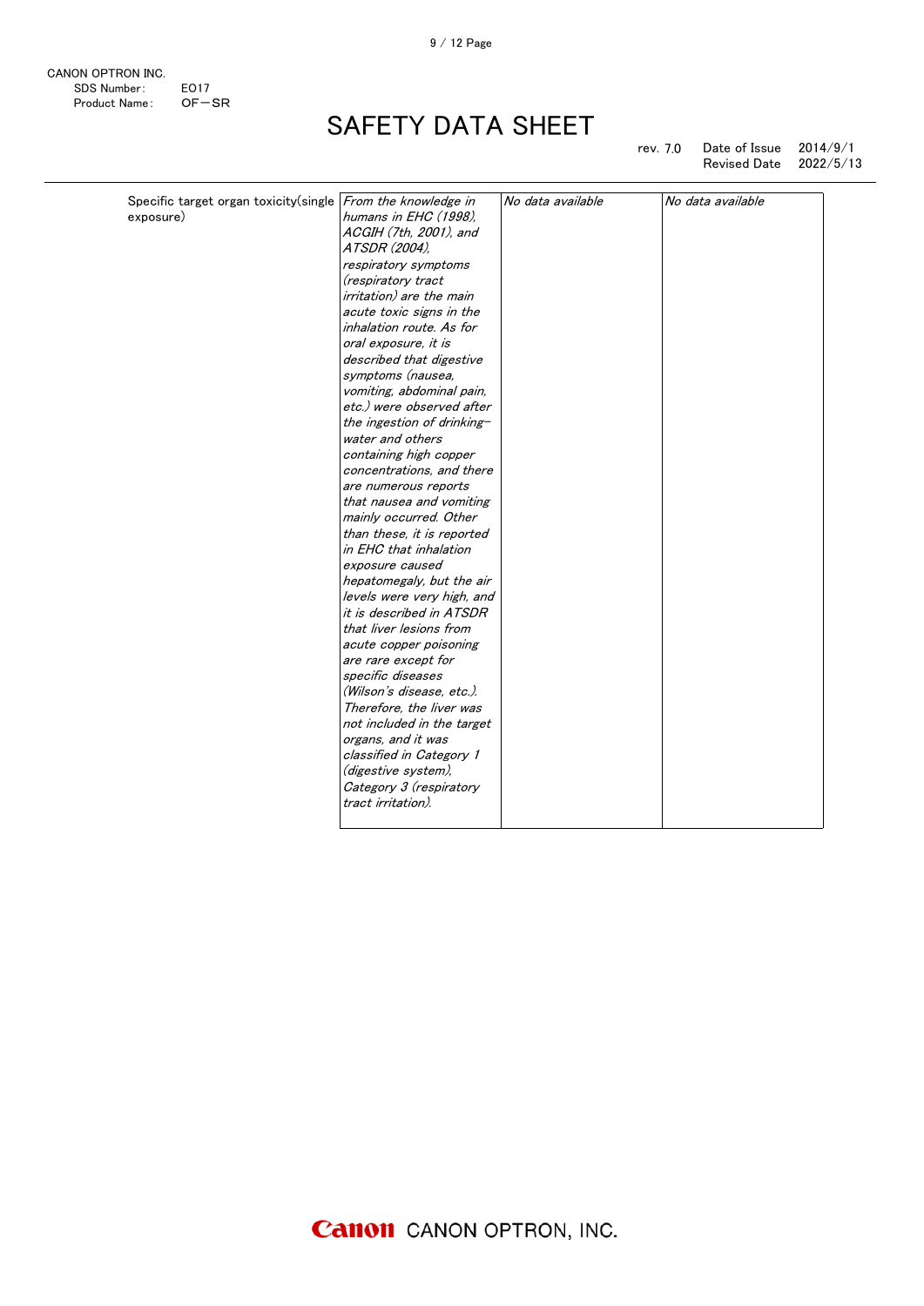CANON OPTRON INC.
SDS Number: EO17
Product Name: OF－SR

# SAFETY DATA SHEET

rev. 7.0 Date of Issue 2014/9/1
Revised Date 2022/5/13

| | | | |
|---|---|---|---|
| Specific target organ toxicity(single exposure) | *From the knowledge in humans in EHC (1998), ACGIH (7th, 2001), and ATSDR (2004), respiratory symptoms (respiratory tract irritation) are the main acute toxic signs in the inhalation route. As for oral exposure, it is described that digestive symptoms (nausea, vomiting, abdominal pain, etc.) were observed after the ingestion of drinking-water and others containing high copper concentrations, and there are numerous reports that nausea and vomiting mainly occurred. Other than these, it is reported in EHC that inhalation exposure caused hepatomegaly, but the air levels were very high, and it is described in ATSDR that liver lesions from acute copper poisoning are rare except for specific diseases (Wilson's disease, etc.). Therefore, the liver was not included in the target organs, and it was classified in Category 1 (digestive system), Category 3 (respiratory tract irritation).* | *No data available* | *No data available* |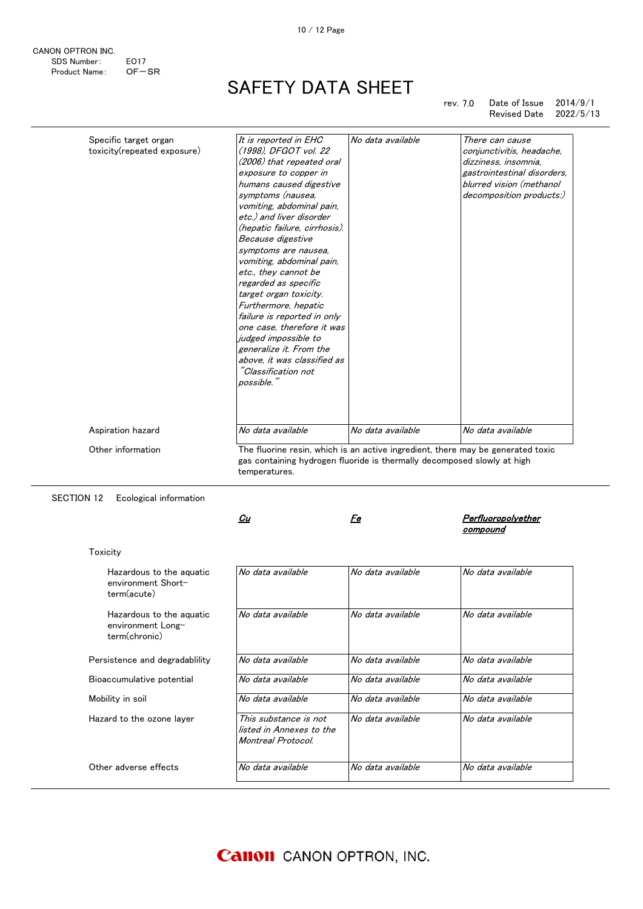CANON OPTRON INC.
SDS Number: EO17
Product Name: OF－SR

# SAFETY DATA SHEET

rev. 7.0 Date of Issue 2014/9/1
Revised Date 2022/5/13

| | | | |
|---|---|---|---|
| Specific target organ toxicity(repeated exposure) | *It is reported in EHC (1998), DFGOT vol. 22 (2006) that repeated oral exposure to copper in humans caused digestive symptoms (nausea, vomiting, abdominal pain, etc.) and liver disorder (hepatic failure, cirrhosis). Because digestive symptoms are nausea, vomiting, abdominal pain, etc., they cannot be regarded as specific target organ toxicity. Furthermore, hepatic failure is reported in only one case, therefore it was judged impossible to generalize it. From the above, it was classified as "Classification not possible."* | *No data available* | *There can cause conjunctivitis, headache, dizziness, insomnia, gastrointestinal disorders, blurred vision (methanol decomposition products:)* |
| Aspiration hazard | *No data available* | *No data available* | *No data available* |

Other information: The fluorine resin, which is an active ingredient, there may be generated toxic gas containing hydrogen fluoride is thermally decomposed slowly at high temperatures.

## SECTION 12 Ecological information

| | ***Cu*** | ***Fe*** | ***Perfluoropolyether compound*** |
|---|---|---|---|
| **Toxicity** | | | |
| Hazardous to the aquatic environment Short-term(acute) | *No data available* | *No data available* | *No data available* |
| Hazardous to the aquatic environment Long-term(chronic) | *No data available* | *No data available* | *No data available* |
| Persistence and degradablility | *No data available* | *No data available* | *No data available* |
| Bioaccumulative potential | *No data available* | *No data available* | *No data available* |
| Mobility in soil | *No data available* | *No data available* | *No data available* |
| Hazard to the ozone layer | *This substance is not listed in Annexes to the Montreal Protocol.* | *No data available* | *No data available* |
| Other adverse effects | *No data available* | *No data available* | *No data available* |

Canon CANON OPTRON, INC.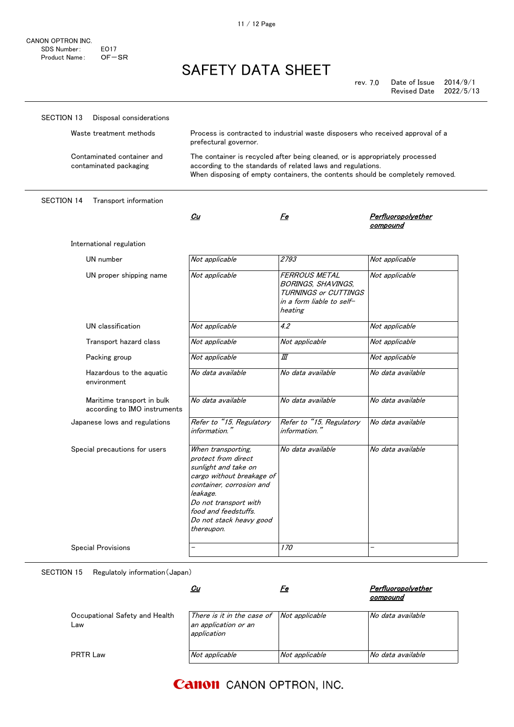CANON OPTRON INC.
SDS Number: E017
Product Name: OF－SR

# SAFETY DATA SHEET

rev. 7.0 Date of Issue 2014/9/1
Revised Date 2022/5/13

## SECTION 13 Disposal considerations

| | |
|---|---|
| Waste treatment methods | Process is contracted to industrial waste disposers who received approval of a prefectural governor. |
| Contaminated container and contaminated packaging | The container is recycled after being cleaned, or is appropriately processed according to the standards of related laws and regulations. When disposing of empty containers, the contents should be completely removed. |

## SECTION 14 Transport information

| | *Cu* | *Fe* | *Perfluoropolyether compound* |
|---|---|---|---|
| International regulation | | | |
| UN number | *Not applicable* | *2793* | *Not applicable* |
| UN proper shipping name | *Not applicable* | *FERROUS METAL BORINGS, SHAVINGS, TURNINGS or CUTTINGS in a form liable to self-heating* | *Not applicable* |
| UN classification | *Not applicable* | *4.2* | *Not applicable* |
| Transport hazard class | *Not applicable* | *Not applicable* | *Not applicable* |
| Packing group | *Not applicable* | *III* | *Not applicable* |
| Hazardous to the aquatic environment | *No data available* | *No data available* | *No data available* |
| Maritime transport in bulk according to IMO instruments | *No data available* | *No data available* | *No data available* |
| Japanese lows and regulations | *Refer to "15. Regulatory information."* | *Refer to "15. Regulatory information."* | *No data available* |
| Special precautions for users | *When transporting, protect from direct sunlight and take on cargo without breakage of container, corrosion and leakage. Do not transport with food and feedstuffs. Do not stack heavy good thereupon.* | *No data available* | *No data available* |
| Special Provisions | – | *170* | – |

## SECTION 15 Regulatoly information (Japan)

| | *Cu* | *Fe* | *Perfluoropolyether compound* |
|---|---|---|---|
| Occupational Safety and Health Law | *There is it in the case of an application or an application* | *Not applicable* | *No data available* |
| PRTR Law | *Not applicable* | *Not applicable* | *No data available* |

Canon CANON OPTRON, INC.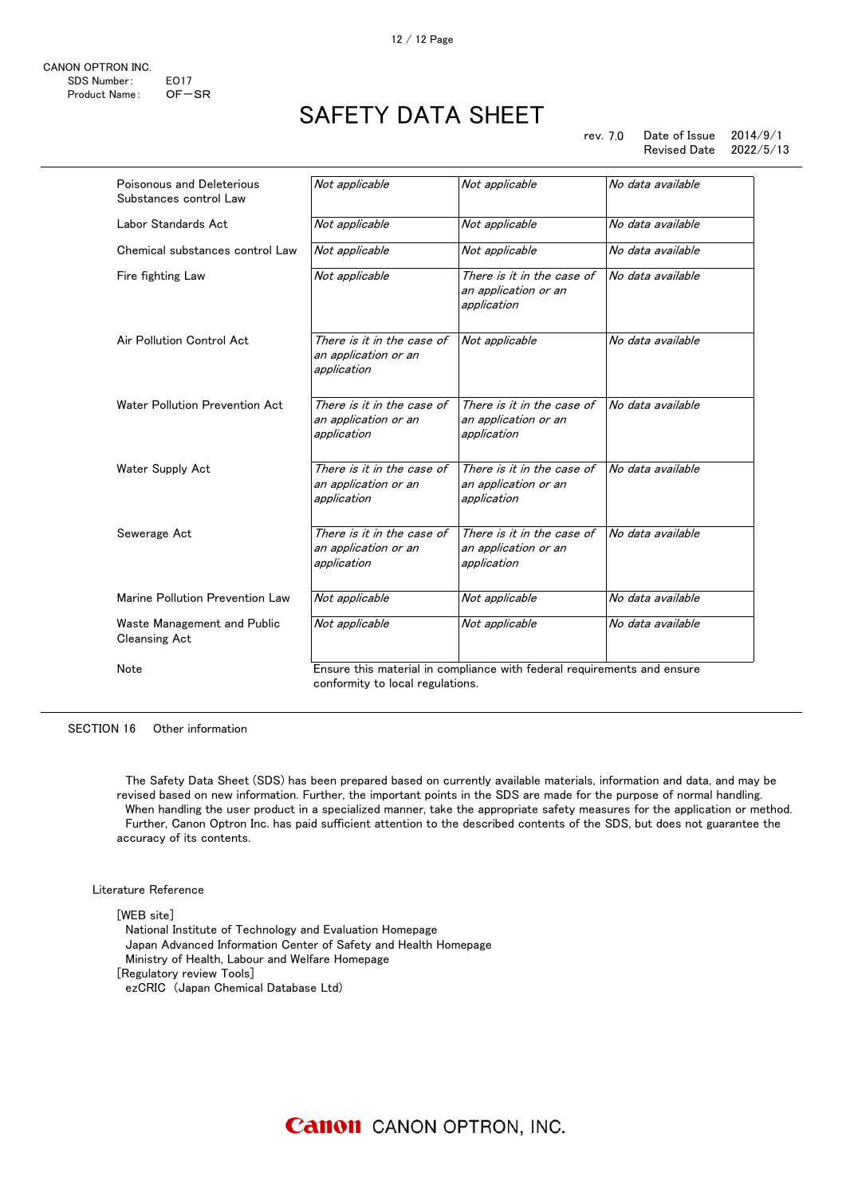CANON OPTRON INC.
SDS Number: E017
Product Name: OF－SR

# SAFETY DATA SHEET

rev. 7.0 Date of Issue 2014/9/1
Revised Date 2022/5/13

| | | | |
|---|---|---|---|
| Poisonous and Deleterious Substances control Law | *Not applicable* | *Not applicable* | *No data available* |
| Labor Standards Act | *Not applicable* | *Not applicable* | *No data available* |
| Chemical substances control Law | *Not applicable* | *Not applicable* | *No data available* |
| Fire fighting Law | *Not applicable* | *There is it in the case of an application or an application* | *No data available* |
| Air Pollution Control Act | *There is it in the case of an application or an application* | *Not applicable* | *No data available* |
| Water Pollution Prevention Act | *There is it in the case of an application or an application* | *There is it in the case of an application or an application* | *No data available* |
| Water Supply Act | *There is it in the case of an application or an application* | *There is it in the case of an application or an application* | *No data available* |
| Sewerage Act | *There is it in the case of an application or an application* | *There is it in the case of an application or an application* | *No data available* |
| Marine Pollution Prevention Law | *Not applicable* | *Not applicable* | *No data available* |
| Waste Management and Public Cleansing Act | *Not applicable* | *Not applicable* | *No data available* |

Note: Ensure this material in compliance with federal requirements and ensure conformity to local regulations.

## SECTION 16 Other information

The Safety Data Sheet (SDS) has been prepared based on currently available materials, information and data, and may be revised based on new information. Further, the important points in the SDS are made for the purpose of normal handling.
When handling the user product in a specialized manner, take the appropriate safety measures for the application or method.
Further, Canon Optron Inc. has paid sufficient attention to the described contents of the SDS, but does not guarantee the accuracy of its contents.

Literature Reference

[WEB site]
National Institute of Technology and Evaluation Homepage
Japan Advanced Information Center of Safety and Health Homepage
Ministry of Health, Labour and Welfare Homepage
[Regulatory review Tools]
ezCRIC（Japan Chemical Database Ltd)

Canon CANON OPTRON, INC.